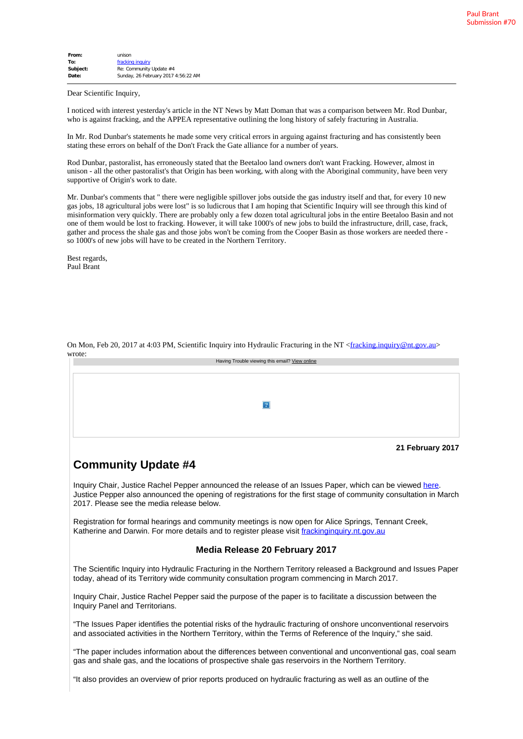Paul Brant
Submission #70

**From:** unison
**To:** [fracking inquiry](mailto:fracking.inquiry@nt.gov.au)
**Subject:** Re: Community Update #4
**Date:** Sunday, 26 February 2017 4:56:22 AM

---

Dear Scientific Inquiry,

I noticed with interest yesterday's article in the NT News by Matt Doman that was a comparison between Mr. Rod Dunbar, who is against fracking, and the APPEA representative outlining the long history of safely fracturing in Australia.

In Mr. Rod Dunbar's statements he made some very critical errors in arguing against fracturing and has consistently been stating these errors on behalf of the Don't Frack the Gate alliance for a number of years.

Rod Dunbar, pastoralist, has erroneously stated that the Beetaloo land owners don't want Fracking. However, almost in unison - all the other pastoralist's that Origin has been working, with along with the Aboriginal community, have been very supportive of Origin's work to date.

Mr. Dunbar's comments that " there were negligible spillover jobs outside the gas industry itself and that, for every 10 new gas jobs, 18 agricultural jobs were lost" is so ludicrous that I am hoping that Scientific Inquiry will see through this kind of misinformation very quickly. There are probably only a few dozen total agricultural jobs in the entire Beetaloo Basin and not one of them would be lost to fracking. However, it will take 1000's of new jobs to build the infrastructure, drill, case, frack, gather and process the shale gas and those jobs won't be coming from the Cooper Basin as those workers are needed there - so 1000's of new jobs will have to be created in the Northern Territory.

Best regards,
Paul Brant

On Mon, Feb 20, 2017 at 4:03 PM, Scientific Inquiry into Hydraulic Fracturing in the NT <fracking.inquiry@nt.gov.au> wrote:

Having Trouble viewing this email? View online

**21 February 2017**

## Community Update #4

Inquiry Chair, Justice Rachel Pepper announced the release of an Issues Paper, which can be viewed here. Justice Pepper also announced the opening of registrations for the first stage of community consultation in March 2017. Please see the media release below.

Registration for formal hearings and community meetings is now open for Alice Springs, Tennant Creek, Katherine and Darwin. For more details and to register please visit frackinginquiry.nt.gov.au

### Media Release 20 February 2017

The Scientific Inquiry into Hydraulic Fracturing in the Northern Territory released a Background and Issues Paper today, ahead of its Territory wide community consultation program commencing in March 2017.

Inquiry Chair, Justice Rachel Pepper said the purpose of the paper is to facilitate a discussion between the Inquiry Panel and Territorians.

"The Issues Paper identifies the potential risks of the hydraulic fracturing of onshore unconventional reservoirs and associated activities in the Northern Territory, within the Terms of Reference of the Inquiry," she said.

"The paper includes information about the differences between conventional and unconventional gas, coal seam gas and shale gas, and the locations of prospective shale gas reservoirs in the Northern Territory.

"It also provides an overview of prior reports produced on hydraulic fracturing as well as an outline of the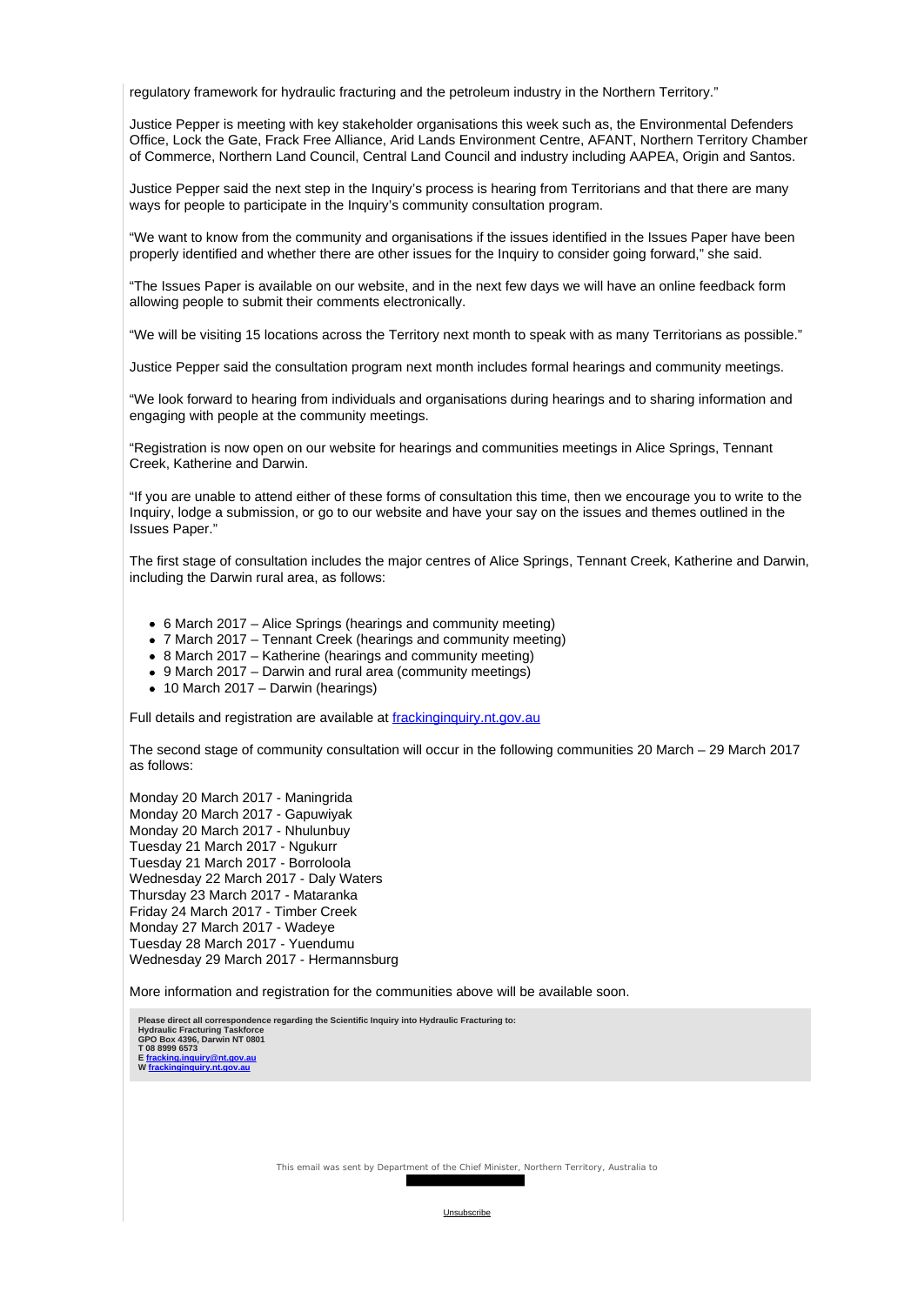regulatory framework for hydraulic fracturing and the petroleum industry in the Northern Territory."

Justice Pepper is meeting with key stakeholder organisations this week such as, the Environmental Defenders Office, Lock the Gate, Frack Free Alliance, Arid Lands Environment Centre, AFANT, Northern Territory Chamber of Commerce, Northern Land Council, Central Land Council and industry including AAPEA, Origin and Santos.

Justice Pepper said the next step in the Inquiry's process is hearing from Territorians and that there are many ways for people to participate in the Inquiry's community consultation program.

"We want to know from the community and organisations if the issues identified in the Issues Paper have been properly identified and whether there are other issues for the Inquiry to consider going forward," she said.

"The Issues Paper is available on our website, and in the next few days we will have an online feedback form allowing people to submit their comments electronically.

"We will be visiting 15 locations across the Territory next month to speak with as many Territorians as possible."

Justice Pepper said the consultation program next month includes formal hearings and community meetings.

"We look forward to hearing from individuals and organisations during hearings and to sharing information and engaging with people at the community meetings.

"Registration is now open on our website for hearings and communities meetings in Alice Springs, Tennant Creek, Katherine and Darwin.

"If you are unable to attend either of these forms of consultation this time, then we encourage you to write to the Inquiry, lodge a submission, or go to our website and have your say on the issues and themes outlined in the Issues Paper."

The first stage of consultation includes the major centres of Alice Springs, Tennant Creek, Katherine and Darwin, including the Darwin rural area, as follows:

- 6 March 2017 – Alice Springs (hearings and community meeting)
- 7 March 2017 – Tennant Creek (hearings and community meeting)
- 8 March 2017 – Katherine (hearings and community meeting)
- 9 March 2017 – Darwin and rural area (community meetings)
- 10 March 2017 – Darwin (hearings)

Full details and registration are available at [frackinginquiry.nt.gov.au](http://frackinginquiry.nt.gov.au)

The second stage of community consultation will occur in the following communities 20 March – 29 March 2017 as follows:

Monday 20 March 2017 - Maningrida
Monday 20 March 2017 - Gapuwiyak
Monday 20 March 2017 - Nhulunbuy
Tuesday 21 March 2017 - Ngukurr
Tuesday 21 March 2017 - Borroloola
Wednesday 22 March 2017 - Daly Waters
Thursday 23 March 2017 - Mataranka
Friday 24 March 2017 - Timber Creek
Monday 27 March 2017 - Wadeye
Tuesday 28 March 2017 - Yuendumu
Wednesday 29 March 2017 - Hermannsburg

More information and registration for the communities above will be available soon.

**Please direct all correspondence regarding the Scientific Inquiry into Hydraulic Fracturing to:**
**Hydraulic Fracturing Taskforce**
**GPO Box 4396, Darwin NT 0801**
**T 08 8999 6573**
**E [fracking.inquiry@nt.gov.au](mailto:fracking.inquiry@nt.gov.au)**
**W [frackinginquiry.nt.gov.au](http://frackinginquiry.nt.gov.au)**

This email was sent by Department of the Chief Minister, Northern Territory, Australia to

Unsubscribe